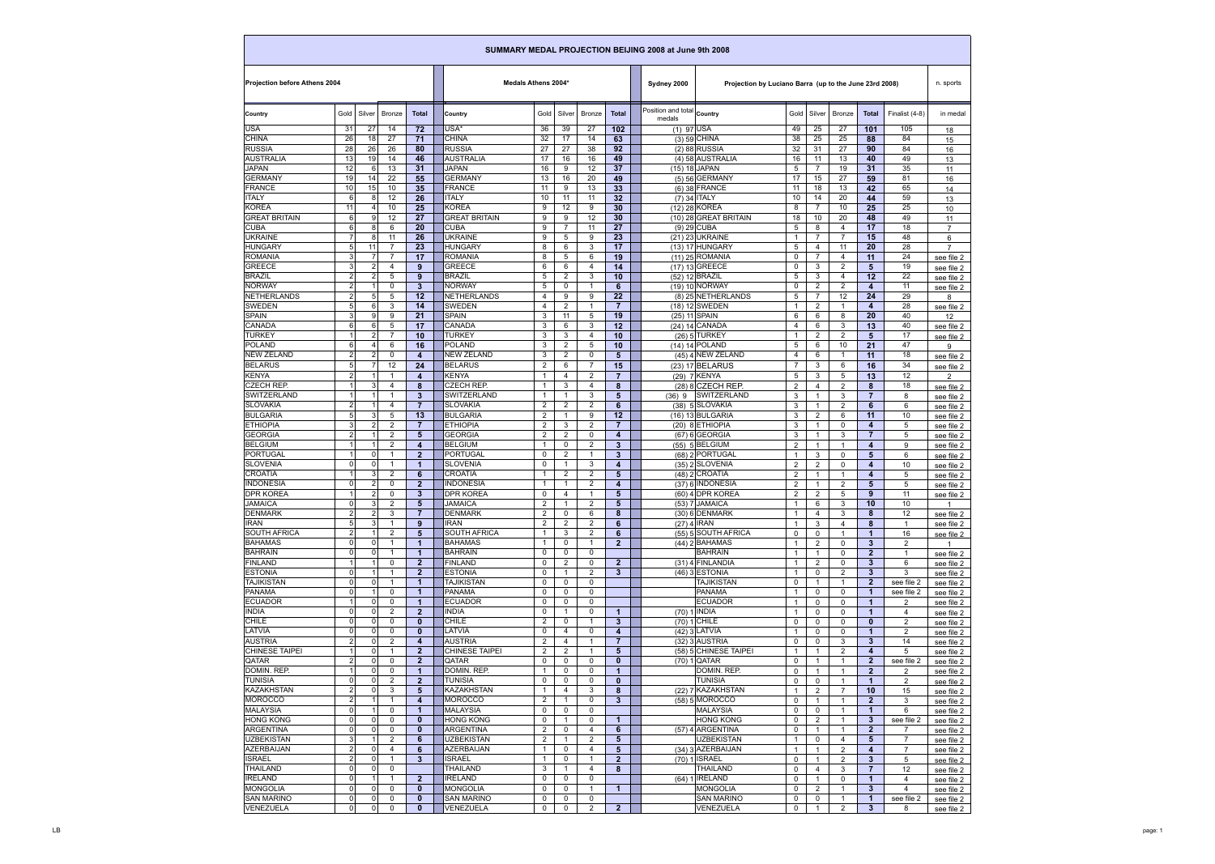# SUMMARY MEDAL PROJECTION BEIJING 2008 at June 9th 2008

| Projection before Athens 2004 | | | | | Medals Athens 2004* | | | | | Sydney 2000 | Projection by Luciano Barra (up to the June 23rd 2008) | | | | | | n. sports |
|---|---|---|---|---|---|---|---|---|---|---|---|---|---|---|---|---|---|
| Country | Gold | Silver | Bronze | Total | Country | Gold | Silver | Bronze | Total | Position and total medals | Country | Gold | Silver | Bronze | Total | Finalist (4-8) | in medal |
| USA | 31 | 27 | 14 | 72 | USA* | 36 | 39 | 27 | 102 | (1) 97 | USA | 49 | 25 | 27 | 101 | 105 | 18 |
| CHINA | 26 | 18 | 27 | 71 | CHINA | 32 | 17 | 14 | 63 | (3) 59 | CHINA | 38 | 25 | 25 | 88 | 84 | 15 |
| RUSSIA | 28 | 26 | 26 | 80 | RUSSIA | 27 | 27 | 38 | 92 | (2) 88 | RUSSIA | 32 | 31 | 27 | 90 | 84 | 16 |
| AUSTRALIA | 13 | 19 | 14 | 46 | AUSTRALIA | 17 | 16 | 16 | 49 | (4) 58 | AUSTRALIA | 16 | 11 | 13 | 40 | 49 | 13 |
| JAPAN | 12 | 6 | 13 | 31 | JAPAN | 16 | 9 | 12 | 37 | (15) 18 | JAPAN | 5 | 7 | 19 | 31 | 35 | 11 |
| GERMANY | 19 | 14 | 22 | 55 | GERMANY | 13 | 16 | 20 | 49 | (5) 56 | GERMANY | 17 | 15 | 27 | 59 | 81 | 16 |
| FRANCE | 10 | 15 | 10 | 35 | FRANCE | 11 | 9 | 13 | 33 | (6) 38 | FRANCE | 11 | 18 | 13 | 42 | 65 | 14 |
| ITALY | 6 | 8 | 12 | 26 | ITALY | 10 | 11 | 11 | 32 | (7) 34 | ITALY | 10 | 14 | 20 | 44 | 59 | 13 |
| KOREA | 11 | 4 | 10 | 25 | KOREA | 9 | 12 | 9 | 30 | (12) 28 | KOREA | 8 | 7 | 10 | 25 | 25 | 10 |
| GREAT BRITAIN | 6 | 9 | 12 | 27 | GREAT BRITAIN | 9 | 9 | 12 | 30 | (10) 28 | GREAT BRITAIN | 18 | 10 | 20 | 48 | 49 | 11 |
| CUBA | 6 | 8 | 6 | 20 | CUBA | 9 | 7 | 11 | 27 | (9) 29 | CUBA | 5 | 8 | 4 | 17 | 18 | 7 |
| UKRAINE | 7 | 8 | 11 | 26 | UKRAINE | 9 | 5 | 9 | 23 | (21) 23 | UKRAINE | 1 | 7 | 7 | 15 | 48 | 6 |
| HUNGARY | 5 | 11 | 7 | 23 | HUNGARY | 8 | 6 | 3 | 17 | (13) 17 | HUNGARY | 5 | 4 | 11 | 20 | 28 | 7 |
| ROMANIA | 3 | 7 | 7 | 17 | ROMANIA | 8 | 5 | 6 | 19 | (11) 25 | ROMANIA | 0 | 7 | 4 | 11 | 24 | see file 2 |
| GREECE | 3 | 2 | 4 | 9 | GREECE | 6 | 6 | 4 | 14 | (17) 13 | GREECE | 0 | 3 | 2 | 5 | 19 | see file 2 |
| BRAZIL | 2 | 2 | 5 | 9 | BRAZIL | 5 | 2 | 3 | 10 | (52) 12 | BRAZIL | 5 | 3 | 4 | 12 | 22 | see file 2 |
| NORWAY | 2 | 1 | 0 | 3 | NORWAY | 5 | 0 | 1 | 6 | (19) 10 | NORWAY | 0 | 2 | 2 | 4 | 11 | see file 2 |
| NETHERLANDS | 2 | 5 | 5 | 12 | NETHERLANDS | 4 | 9 | 9 | 22 | (8) 25 | NETHERLANDS | 5 | 7 | 12 | 24 | 29 | 8 |
| SWEDEN | 5 | 6 | 3 | 14 | SWEDEN | 4 | 2 | 1 | 7 | (18) 12 | SWEDEN | 1 | 2 | 1 | 4 | 28 | see file 2 |
| SPAIN | 3 | 9 | 9 | 21 | SPAIN | 3 | 11 | 5 | 19 | (25) 11 | SPAIN | 6 | 6 | 8 | 20 | 40 | 12 |
| CANADA | 6 | 6 | 5 | 17 | CANADA | 3 | 6 | 3 | 12 | (24) 14 | CANADA | 4 | 6 | 3 | 13 | 40 | see file 2 |
| TURKEY | 1 | 2 | 7 | 10 | TURKEY | 3 | 3 | 4 | 10 | (26) 5 | TURKEY | 1 | 2 | 2 | 5 | 17 | see file 2 |
| POLAND | 6 | 4 | 6 | 16 | POLAND | 3 | 2 | 5 | 10 | (14) 14 | POLAND | 5 | 6 | 10 | 21 | 47 | 9 |
| NEW ZELAND | 2 | 2 | 0 | 4 | NEW ZELAND | 3 | 2 | 0 | 5 | (45) 4 | NEW ZELAND | 4 | 6 | 1 | 11 | 18 | see file 2 |
| BELARUS | 5 | 7 | 12 | 24 | BELARUS | 2 | 6 | 7 | 15 | (23) 17 | BELARUS | 7 | 3 | 6 | 16 | 34 | see file 2 |
| KENYA | 2 | 1 | 1 | 4 | KENYA | 1 | 4 | 2 | 7 | (29) 7 | KENYA | 5 | 3 | 5 | 13 | 12 | 2 |
| CZECH REP. | 1 | 3 | 4 | 8 | CZECH REP. | 1 | 3 | 4 | 8 | (28) 8 | CZECH REP. | 2 | 4 | 2 | 8 | 18 | see file 2 |
| SWITZERLAND | 1 | 1 | 1 | 3 | SWITZERLAND | 1 | 1 | 3 | 5 | (36) 9 | SWITZERLAND | 3 | 1 | 3 | 7 | 8 | see file 2 |
| SLOVAKIA | 2 | 1 | 4 | 7 | SLOVAKIA | 2 | 2 | 2 | 6 | (38) 5 | SLOVAKIA | 3 | 1 | 2 | 6 | 6 | see file 2 |
| BULGARIA | 5 | 3 | 5 | 13 | BULGARIA | 2 | 1 | 9 | 12 | (16) 13 | BULGARIA | 3 | 2 | 6 | 11 | 10 | see file 2 |
| ETHIOPIA | 3 | 2 | 2 | 7 | ETHIOPIA | 2 | 3 | 2 | 7 | (20) 8 | ETHIOPIA | 3 | 1 | 0 | 4 | 5 | see file 2 |
| GEORGIA | 2 | 1 | 2 | 5 | GEORGIA | 2 | 2 | 0 | 4 | (67) 6 | GEORGIA | 3 | 1 | 3 | 7 | 5 | see file 2 |
| BELGIUM | 1 | 1 | 2 | 4 | BELGIUM | 1 | 0 | 2 | 3 | (55) 5 | BELGIUM | 2 | 1 | 1 | 4 | 9 | see file 2 |
| PORTUGAL | 1 | 0 | 1 | 2 | PORTUGAL | 0 | 2 | 1 | 3 | (68) 2 | PORTUGAL | 1 | 3 | 0 | 5 | 6 | see file 2 |
| SLOVENIA | 0 | 0 | 1 | 1 | SLOVENIA | 0 | 1 | 3 | 4 | (35) 2 | SLOVENIA | 2 | 2 | 0 | 4 | 10 | see file 2 |
| CROATIA | 1 | 3 | 2 | 6 | CROATIA | 1 | 2 | 2 | 5 | (48) 2 | CROATIA | 2 | 1 | 1 | 4 | 5 | see file 2 |
| INDONESIA | 0 | 2 | 0 | 2 | INDONESIA | 1 | 1 | 2 | 4 | (37) 6 | INDONESIA | 2 | 1 | 2 | 5 | 5 | see file 2 |
| DPR KOREA | 1 | 2 | 0 | 3 | DPR KOREA | 0 | 4 | 1 | 5 | (60) 4 | DPR KOREA | 2 | 2 | 5 | 9 | 11 | see file 2 |
| JAMAICA | 0 | 3 | 2 | 5 | JAMAICA | 2 | 1 | 2 | 5 | (53) 7 | JAMAICA | 1 | 6 | 3 | 10 | 10 | 1 |
| DENMARK | 2 | 2 | 3 | 7 | DENMARK | 2 | 0 | 6 | 8 | (30) 6 | DENMARK | 1 | 4 | 3 | 8 | 12 | see file 2 |
| IRAN | 5 | 3 | 1 | 9 | IRAN | 2 | 2 | 2 | 6 | (27) 4 | IRAN | 1 | 3 | 4 | 8 | 1 | see file 2 |
| SOUTH AFRICA | 2 | 1 | 2 | 5 | SOUTH AFRICA | 1 | 3 | 2 | 6 | (55) 5 | SOUTH AFRICA | 0 | 0 | 1 | 1 | 16 | see file 2 |
| BAHAMAS | 0 | 0 | 1 | 1 | BAHAMAS | 1 | 0 | 1 | 2 | (44) 2 | BAHAMAS | 1 | 2 | 0 | 3 | 2 | 1 |
| BAHRAIN | 0 | 0 | 1 | 1 | BAHRAIN | 0 | 0 | 0 | | | BAHRAIN | 1 | 1 | 0 | 2 | 1 | see file 2 |
| FINLAND | 1 | 1 | 0 | 2 | FINLAND | 0 | 2 | 0 | 2 | (31) 4 | FINLANDIA | 1 | 2 | 0 | 3 | 6 | see file 2 |
| ESTONIA | 0 | 1 | 1 | 2 | ESTONIA | 0 | 1 | 2 | 3 | (46) 3 | ESTONIA | 1 | 0 | 2 | 3 | 3 | see file 2 |
| TAJIKISTAN | 0 | 0 | 1 | 1 | TAJIKISTAN | 0 | 0 | 0 | | | TAJIKISTAN | 0 | 1 | 1 | 2 | see file 2 | see file 2 |
| PANAMA | 0 | 1 | 0 | 1 | PANAMA | 0 | 0 | 0 | | | PANAMA | 1 | 0 | 0 | 1 | see file 2 | see file 2 |
| ECUADOR | 1 | 0 | 0 | 1 | ECUADOR | 0 | 0 | 0 | | | ECUADOR | 1 | 0 | 0 | 1 | 2 | see file 2 |
| INDIA | 0 | 0 | 2 | 2 | INDIA | 0 | 1 | 0 | 1 | (70) 1 | INDIA | 1 | 0 | 0 | 1 | 4 | see file 2 |
| CHILE | 0 | 0 | 0 | 0 | CHILE | 2 | 0 | 1 | 3 | (70) 1 | CHILE | 0 | 0 | 0 | 0 | 2 | see file 2 |
| LATVIA | 0 | 0 | 0 | 0 | LATVIA | 0 | 4 | 0 | 4 | (42) 3 | LATVIA | 1 | 0 | 0 | 1 | 2 | see file 2 |
| AUSTRIA | 2 | 0 | 2 | 4 | AUSTRIA | 2 | 4 | 1 | 7 | (32) 3 | AUSTRIA | 0 | 0 | 3 | 3 | 14 | see file 2 |
| CHINESE TAIPEI | 1 | 0 | 1 | 2 | CHINESE TAIPEI | 2 | 2 | 1 | 5 | (58) 5 | CHINESE TAIPEI | 1 | 1 | 2 | 4 | 5 | see file 2 |
| QATAR | 2 | 0 | 0 | 2 | QATAR | 0 | 0 | 0 | 0 | (70) 1 | QATAR | 0 | 1 | 1 | 2 | see file 2 | see file 2 |
| DOMIN. REP. | 1 | 0 | 0 | 1 | DOMIN. REP. | 1 | 0 | 0 | 1 | | DOMIN. REP. | 0 | 1 | 1 | 2 | 2 | see file 2 |
| TUNISIA | 0 | 0 | 2 | 2 | TUNISIA | 0 | 0 | 0 | 0 | | TUNISIA | 0 | 0 | 1 | 1 | 2 | see file 2 |
| KAZAKHSTAN | 2 | 0 | 3 | 5 | KAZAKHSTAN | 1 | 4 | 3 | 8 | (22) 7 | KAZAKHSTAN | 1 | 2 | 7 | 10 | 15 | see file 2 |
| MOROCCO | 2 | 1 | 1 | 4 | MOROCCO | 2 | 1 | 0 | 3 | (58) 5 | MOROCCO | 0 | 1 | 1 | 2 | 3 | see file 2 |
| MALAYSIA | 0 | 1 | 0 | 1 | MALAYSIA | 0 | 0 | 0 | | | MALAYSIA | 0 | 0 | 1 | 1 | 6 | see file 2 |
| HONG KONG | 0 | 0 | 0 | 0 | HONG KONG | 0 | 1 | 0 | 1 | | HONG KONG | 0 | 2 | 1 | 3 | see file 2 | see file 2 |
| ARGENTINA | 0 | 0 | 0 | 0 | ARGENTINA | 2 | 0 | 4 | 6 | (57) 4 | ARGENTINA | 0 | 1 | 1 | 2 | 7 | see file 2 |
| UZBEKISTAN | 3 | 1 | 2 | 6 | UZBEKISTAN | 2 | 1 | 2 | 5 | | UZBEKISTAN | 1 | 0 | 4 | 5 | 7 | see file 2 |
| AZERBAIJAN | 2 | 0 | 4 | 6 | AZERBAIJAN | 1 | 0 | 4 | 5 | (34) 3 | AZERBAIJAN | 1 | 1 | 2 | 4 | 7 | see file 2 |
| ISRAEL | 2 | 0 | 1 | 3 | ISRAEL | 1 | 0 | 1 | 2 | (70) 1 | ISRAEL | 0 | 1 | 2 | 3 | 5 | see file 2 |
| THAILAND | 0 | 0 | 0 | | THAILAND | 3 | 1 | 4 | 8 | | THAILAND | 0 | 4 | 3 | 7 | 12 | see file 2 |
| IRELAND | 0 | 1 | 1 | 2 | IRELAND | 0 | 0 | 0 | | (64) 1 | IRELAND | 0 | 1 | 0 | 1 | 4 | see file 2 |
| MONGOLIA | 0 | 0 | 0 | 0 | MONGOLIA | 0 | 0 | 1 | 1 | | MONGOLIA | 0 | 2 | 1 | 3 | 4 | see file 2 |
| SAN MARINO | 0 | 0 | 0 | 0 | SAN MARINO | 0 | 0 | 0 | | | SAN MARINO | 0 | 0 | 1 | 1 | see file 2 | see file 2 |
| VENEZUELA | 0 | 0 | 0 | 0 | VENEZUELA | 0 | 0 | 2 | 2 | | VENEZUELA | 0 | 1 | 2 | 3 | 8 | see file 2 |

LB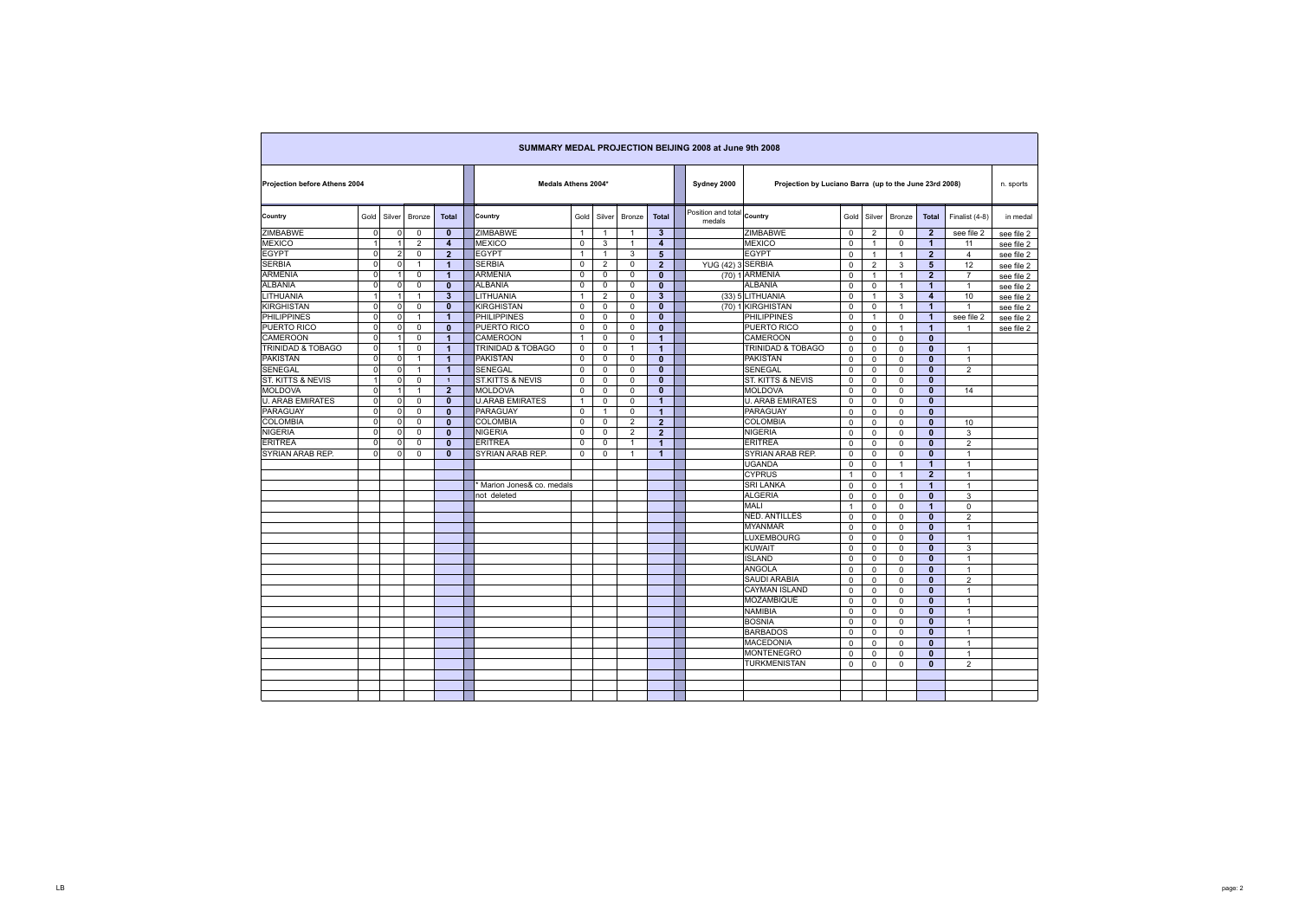## SUMMARY MEDAL PROJECTION BEIJING 2008 at June 9th 2008

| Projection before Athens 2004 | | | | | Medals Athens 2004* | | | | | Sydney 2000 | Projection by Luciano Barra (up to the June 23rd 2008) | | | | | | n. sports |
|---|---|---|---|---|---|---|---|---|---|---|---|---|---|---|---|---|---|
| Country | Gold | Silver | Bronze | Total | Country | Gold | Silver | Bronze | Total | Position and total medals | Country | Gold | Silver | Bronze | Total | Finalist (4-8) | in medal |
| ZIMBABWE | 0 | 0 | 0 | **0** | ZIMBABWE | 1 | 1 | 1 | **3** | | ZIMBABWE | 0 | 2 | 0 | **2** | see file 2 | see file 2 |
| MEXICO | 1 | 1 | 2 | **4** | MEXICO | 0 | 3 | 1 | **4** | | MEXICO | 0 | 1 | 0 | **1** | 11 | see file 2 |
| EGYPT | 0 | 2 | 0 | **2** | EGYPT | 1 | 1 | 3 | **5** | | EGYPT | 0 | 1 | 1 | **2** | 4 | see file 2 |
| SERBIA | 0 | 0 | 1 | **1** | SERBIA | 0 | 2 | 0 | **2** | YUG (42) 3 | SERBIA | 0 | 2 | 3 | **5** | 12 | see file 2 |
| ARMENIA | 0 | 1 | 0 | **1** | ARMENIA | 0 | 0 | 0 | **0** | (70) 1 | ARMENIA | 0 | 1 | 1 | **2** | 7 | see file 2 |
| ALBANIA | 0 | 0 | 0 | **0** | ALBANIA | 0 | 0 | 0 | **0** | | ALBANIA | 0 | 0 | 1 | **1** | 1 | see file 2 |
| LITHUANIA | 1 | 1 | 1 | **3** | LITHUANIA | 1 | 2 | 0 | **3** | (33) 5 | LITHUANIA | 0 | 1 | 3 | **4** | 10 | see file 2 |
| KIRGHISTAN | 0 | 0 | 0 | **0** | KIRGHISTAN | 0 | 0 | 0 | **0** | (70) 1 | KIRGHISTAN | 0 | 0 | 1 | **1** | 1 | see file 2 |
| PHILIPPINES | 0 | 0 | 1 | **1** | PHILIPPINES | 0 | 0 | 0 | **0** | | PHILIPPINES | 0 | 1 | 0 | **1** | see file 2 | see file 2 |
| PUERTO RICO | 0 | 0 | 0 | **0** | PUERTO RICO | 0 | 0 | 0 | **0** | | PUERTO RICO | 0 | 0 | 1 | **1** | 1 | see file 2 |
| CAMEROON | 0 | 1 | 0 | **1** | CAMEROON | 1 | 0 | 0 | **1** | | CAMEROON | 0 | 0 | 0 | **0** | | |
| TRINIDAD & TOBAGO | 0 | 1 | 0 | **1** | TRINIDAD & TOBAGO | 0 | 0 | 1 | **1** | | TRINIDAD & TOBAGO | 0 | 0 | 0 | **0** | 1 | |
| PAKISTAN | 0 | 0 | 1 | **1** | PAKISTAN | 0 | 0 | 0 | **0** | | PAKISTAN | 0 | 0 | 0 | **0** | 1 | |
| SENEGAL | 0 | 0 | 1 | **1** | SENEGAL | 0 | 0 | 0 | **0** | | SENEGAL | 0 | 0 | 0 | **0** | 2 | |
| ST. KITTS & NEVIS | 1 | 0 | 0 | 1 | ST.KITTS & NEVIS | 0 | 0 | 0 | **0** | | ST. KITTS & NEVIS | 0 | 0 | 0 | **0** | | |
| MOLDOVA | 0 | 1 | 1 | **2** | MOLDOVA | 0 | 0 | 0 | **0** | | MOLDOVA | 0 | 0 | 0 | **0** | 14 | |
| U. ARAB EMIRATES | 0 | 0 | 0 | **0** | U.ARAB EMIRATES | 1 | 0 | 0 | **1** | | U. ARAB EMIRATES | 0 | 0 | 0 | **0** | | |
| PARAGUAY | 0 | 0 | 0 | **0** | PARAGUAY | 0 | 1 | 0 | **1** | | PARAGUAY | 0 | 0 | 0 | **0** | | |
| COLOMBIA | 0 | 0 | 0 | **0** | COLOMBIA | 0 | 0 | 2 | **2** | | COLOMBIA | 0 | 0 | 0 | **0** | 10 | |
| NIGERIA | 0 | 0 | 0 | **0** | NIGERIA | 0 | 0 | 2 | **2** | | NIGERIA | 0 | 0 | 0 | **0** | 3 | |
| ERITREA | 0 | 0 | 0 | **0** | ERITREA | 0 | 0 | 1 | **1** | | ERITREA | 0 | 0 | 0 | **0** | 2 | |
| SYRIAN ARAB REP. | 0 | 0 | 0 | **0** | SYRIAN ARAB REP. | 0 | 0 | 1 | **1** | | SYRIAN ARAB REP. | 0 | 0 | 0 | **0** | 1 | |
| | | | | | | | | | | | UGANDA | 0 | 0 | 1 | **1** | 1 | |
| | | | | | | | | | | | CYPRUS | 1 | 0 | 1 | **2** | 1 | |
| | | | | | * Marion Jones& co. medals | | | | | | SRI LANKA | 0 | 0 | 1 | **1** | 1 | |
| | | | | | not deleted | | | | | | ALGERIA | 0 | 0 | 0 | **0** | 3 | |
| | | | | | | | | | | | MALI | 1 | 0 | 0 | **1** | 0 | |
| | | | | | | | | | | | NED. ANTILLES | 0 | 0 | 0 | **0** | 2 | |
| | | | | | | | | | | | MYANMAR | 0 | 0 | 0 | **0** | 1 | |
| | | | | | | | | | | | LUXEMBOURG | 0 | 0 | 0 | **0** | 1 | |
| | | | | | | | | | | | KUWAIT | 0 | 0 | 0 | **0** | 3 | |
| | | | | | | | | | | | ISLAND | 0 | 0 | 0 | **0** | 1 | |
| | | | | | | | | | | | ANGOLA | 0 | 0 | 0 | **0** | 1 | |
| | | | | | | | | | | | SAUDI ARABIA | 0 | 0 | 0 | **0** | 2 | |
| | | | | | | | | | | | CAYMAN ISLAND | 0 | 0 | 0 | **0** | 1 | |
| | | | | | | | | | | | MOZAMBIQUE | 0 | 0 | 0 | **0** | 1 | |
| | | | | | | | | | | | NAMIBIA | 0 | 0 | 0 | **0** | 1 | |
| | | | | | | | | | | | BOSNIA | 0 | 0 | 0 | **0** | 1 | |
| | | | | | | | | | | | BARBADOS | 0 | 0 | 0 | **0** | 1 | |
| | | | | | | | | | | | MACEDONIA | 0 | 0 | 0 | **0** | 1 | |
| | | | | | | | | | | | MONTENEGRO | 0 | 0 | 0 | **0** | 1 | |
| | | | | | | | | | | | TURKMENISTAN | 0 | 0 | 0 | **0** | 2 | |

LB